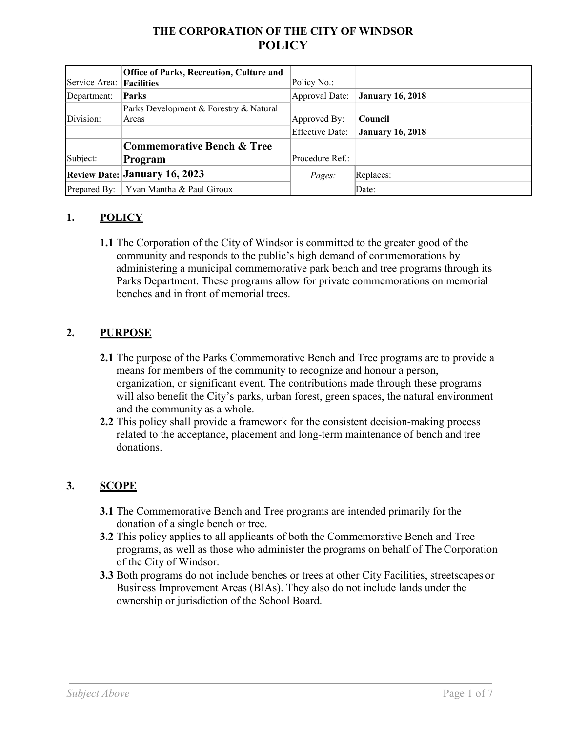# THE CORPORATION OF THE CITY OF WINDSOR
# POLICY

| | | | |
|---|---|---|---|
| Service Area: | **Office of Parks, Recreation, Culture and Facilities** | Policy No.: | |
| Department: | **Parks** | Approval Date: | **January 16, 2018** |
| Division: | Parks Development & Forestry & Natural Areas | Approved By: | **Council** |
| | | Effective Date: | **January 16, 2018** |
| Subject: | **Commemorative Bench & Tree Program** | Procedure Ref.: | |
| **Review Date:** | **January 16, 2023** | *Pages:* | Replaces: |
| Prepared By: | Yvan Mantha & Paul Giroux | | Date: |

## 1. POLICY

**1.1** The Corporation of the City of Windsor is committed to the greater good of the community and responds to the public's high demand of commemorations by administering a municipal commemorative park bench and tree programs through its Parks Department. These programs allow for private commemorations on memorial benches and in front of memorial trees.

## 2. PURPOSE

**2.1** The purpose of the Parks Commemorative Bench and Tree programs are to provide a means for members of the community to recognize and honour a person, organization, or significant event. The contributions made through these programs will also benefit the City's parks, urban forest, green spaces, the natural environment and the community as a whole.

**2.2** This policy shall provide a framework for the consistent decision-making process related to the acceptance, placement and long-term maintenance of bench and tree donations.

## 3. SCOPE

**3.1** The Commemorative Bench and Tree programs are intended primarily for the donation of a single bench or tree.

**3.2** This policy applies to all applicants of both the Commemorative Bench and Tree programs, as well as those who administer the programs on behalf of The Corporation of the City of Windsor.

**3.3** Both programs do not include benches or trees at other City Facilities, streetscapes or Business Improvement Areas (BIAs). They also do not include lands under the ownership or jurisdiction of the School Board.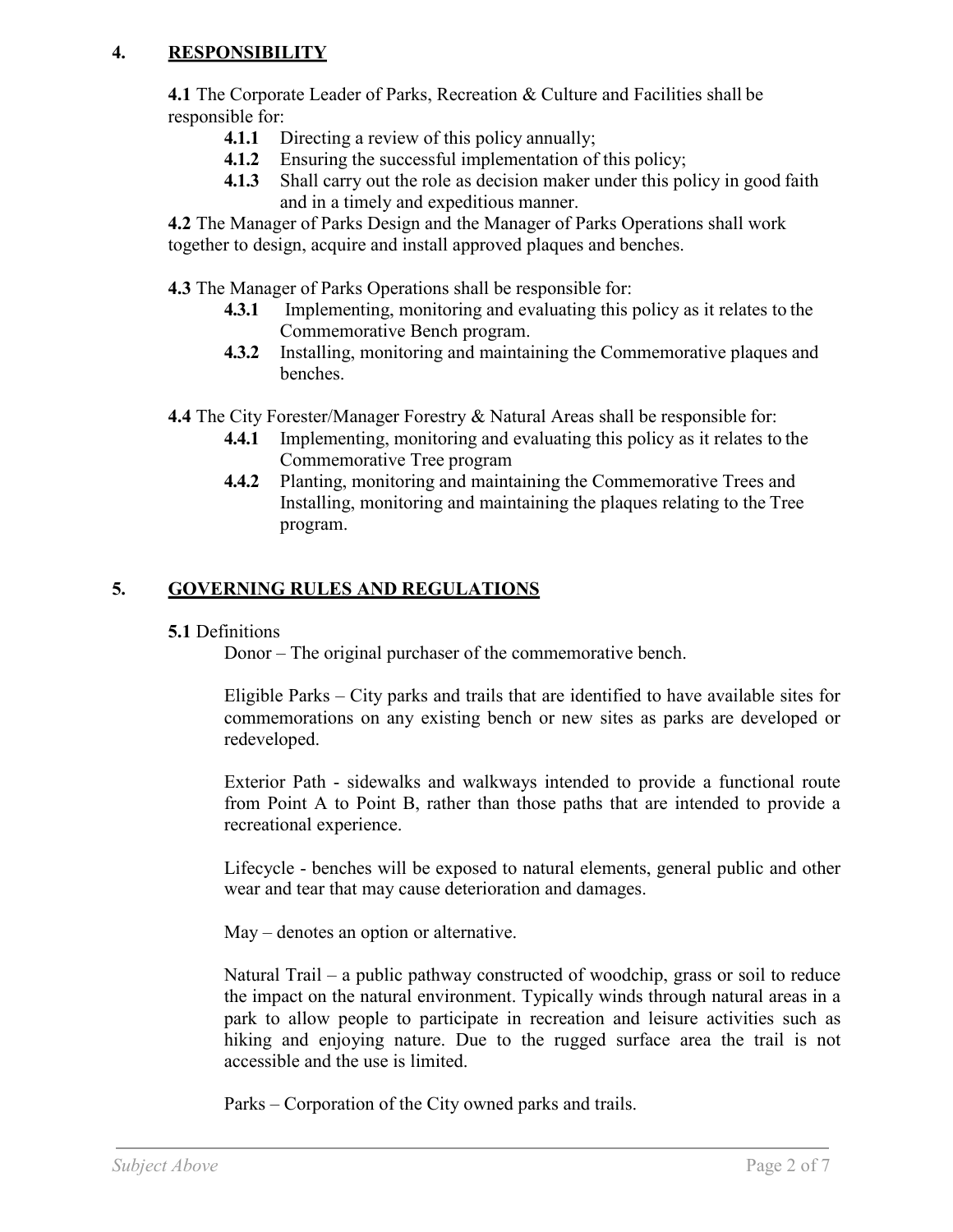## 4. RESPONSIBILITY

**4.1** The Corporate Leader of Parks, Recreation & Culture and Facilities shall be responsible for:

- **4.1.1** Directing a review of this policy annually;
- **4.1.2** Ensuring the successful implementation of this policy;
- **4.1.3** Shall carry out the role as decision maker under this policy in good faith and in a timely and expeditious manner.

**4.2** The Manager of Parks Design and the Manager of Parks Operations shall work together to design, acquire and install approved plaques and benches.

**4.3** The Manager of Parks Operations shall be responsible for:

- **4.3.1** Implementing, monitoring and evaluating this policy as it relates to the Commemorative Bench program.
- **4.3.2** Installing, monitoring and maintaining the Commemorative plaques and benches.

**4.4** The City Forester/Manager Forestry & Natural Areas shall be responsible for:

- **4.4.1** Implementing, monitoring and evaluating this policy as it relates to the Commemorative Tree program
- **4.4.2** Planting, monitoring and maintaining the Commemorative Trees and Installing, monitoring and maintaining the plaques relating to the Tree program.

## 5. GOVERNING RULES AND REGULATIONS

**5.1** Definitions

Donor – The original purchaser of the commemorative bench.

Eligible Parks – City parks and trails that are identified to have available sites for commemorations on any existing bench or new sites as parks are developed or redeveloped.

Exterior Path - sidewalks and walkways intended to provide a functional route from Point A to Point B, rather than those paths that are intended to provide a recreational experience.

Lifecycle - benches will be exposed to natural elements, general public and other wear and tear that may cause deterioration and damages.

May – denotes an option or alternative.

Natural Trail – a public pathway constructed of woodchip, grass or soil to reduce the impact on the natural environment. Typically winds through natural areas in a park to allow people to participate in recreation and leisure activities such as hiking and enjoying nature. Due to the rugged surface area the trail is not accessible and the use is limited.

Parks – Corporation of the City owned parks and trails.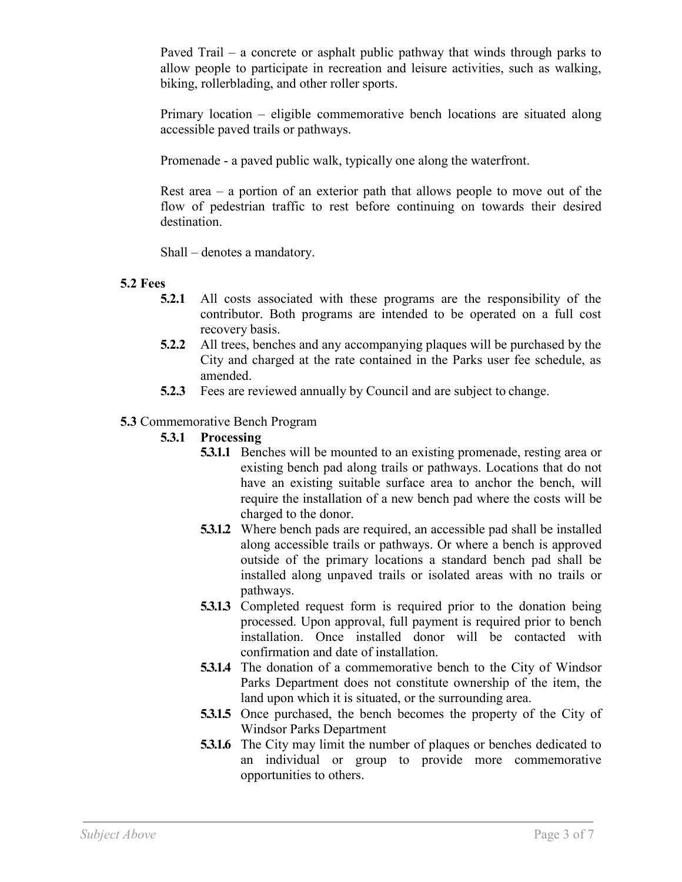Paved Trail – a concrete or asphalt public pathway that winds through parks to allow people to participate in recreation and leisure activities, such as walking, biking, rollerblading, and other roller sports.

Primary location – eligible commemorative bench locations are situated along accessible paved trails or pathways.

Promenade - a paved public walk, typically one along the waterfront.

Rest area – a portion of an exterior path that allows people to move out of the flow of pedestrian traffic to rest before continuing on towards their desired destination.

Shall – denotes a mandatory.

**5.2 Fees**

- **5.2.1** All costs associated with these programs are the responsibility of the contributor. Both programs are intended to be operated on a full cost recovery basis.
- **5.2.2** All trees, benches and any accompanying plaques will be purchased by the City and charged at the rate contained in the Parks user fee schedule, as amended.
- **5.2.3** Fees are reviewed annually by Council and are subject to change.

**5.3** Commemorative Bench Program

**5.3.1 Processing**

- **5.3.1.1** Benches will be mounted to an existing promenade, resting area or existing bench pad along trails or pathways. Locations that do not have an existing suitable surface area to anchor the bench, will require the installation of a new bench pad where the costs will be charged to the donor.
- **5.3.1.2** Where bench pads are required, an accessible pad shall be installed along accessible trails or pathways. Or where a bench is approved outside of the primary locations a standard bench pad shall be installed along unpaved trails or isolated areas with no trails or pathways.
- **5.3.1.3** Completed request form is required prior to the donation being processed. Upon approval, full payment is required prior to bench installation. Once installed donor will be contacted with confirmation and date of installation.
- **5.3.1.4** The donation of a commemorative bench to the City of Windsor Parks Department does not constitute ownership of the item, the land upon which it is situated, or the surrounding area.
- **5.3.1.5** Once purchased, the bench becomes the property of the City of Windsor Parks Department
- **5.3.1.6** The City may limit the number of plaques or benches dedicated to an individual or group to provide more commemorative opportunities to others.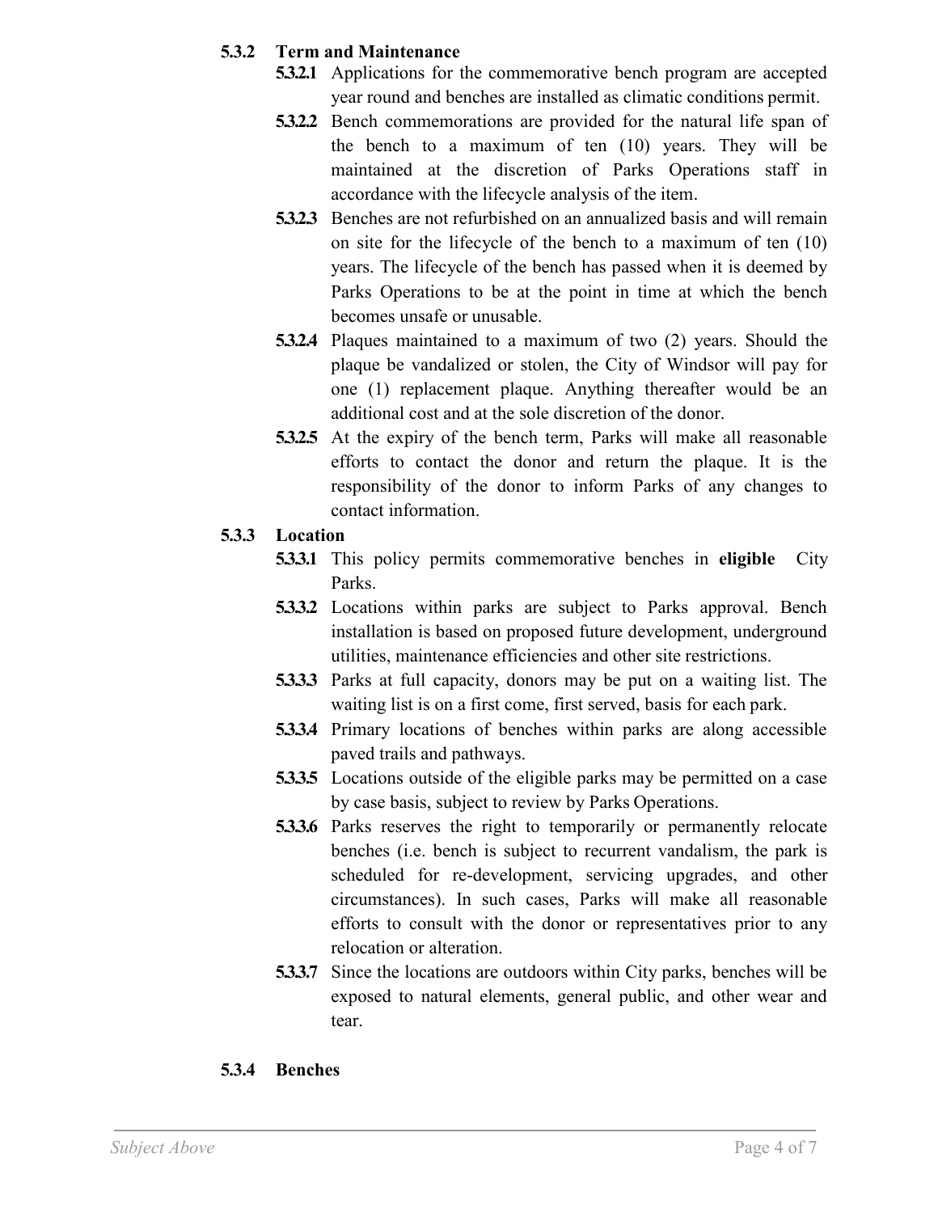#### 5.3.2 Term and Maintenance

**5.3.2.1** Applications for the commemorative bench program are accepted year round and benches are installed as climatic conditions permit.

**5.3.2.2** Bench commemorations are provided for the natural life span of the bench to a maximum of ten (10) years. They will be maintained at the discretion of Parks Operations staff in accordance with the lifecycle analysis of the item.

**5.3.2.3** Benches are not refurbished on an annualized basis and will remain on site for the lifecycle of the bench to a maximum of ten (10) years. The lifecycle of the bench has passed when it is deemed by Parks Operations to be at the point in time at which the bench becomes unsafe or unusable.

**5.3.2.4** Plaques maintained to a maximum of two (2) years. Should the plaque be vandalized or stolen, the City of Windsor will pay for one (1) replacement plaque. Anything thereafter would be an additional cost and at the sole discretion of the donor.

**5.3.2.5** At the expiry of the bench term, Parks will make all reasonable efforts to contact the donor and return the plaque. It is the responsibility of the donor to inform Parks of any changes to contact information.

#### 5.3.3 Location

**5.3.3.1** This policy permits commemorative benches in **eligible** City Parks.

**5.3.3.2** Locations within parks are subject to Parks approval. Bench installation is based on proposed future development, underground utilities, maintenance efficiencies and other site restrictions.

**5.3.3.3** Parks at full capacity, donors may be put on a waiting list. The waiting list is on a first come, first served, basis for each park.

**5.3.3.4** Primary locations of benches within parks are along accessible paved trails and pathways.

**5.3.3.5** Locations outside of the eligible parks may be permitted on a case by case basis, subject to review by Parks Operations.

**5.3.3.6** Parks reserves the right to temporarily or permanently relocate benches (i.e. bench is subject to recurrent vandalism, the park is scheduled for re-development, servicing upgrades, and other circumstances). In such cases, Parks will make all reasonable efforts to consult with the donor or representatives prior to any relocation or alteration.

**5.3.3.7** Since the locations are outdoors within City parks, benches will be exposed to natural elements, general public, and other wear and tear.

#### 5.3.4 Benches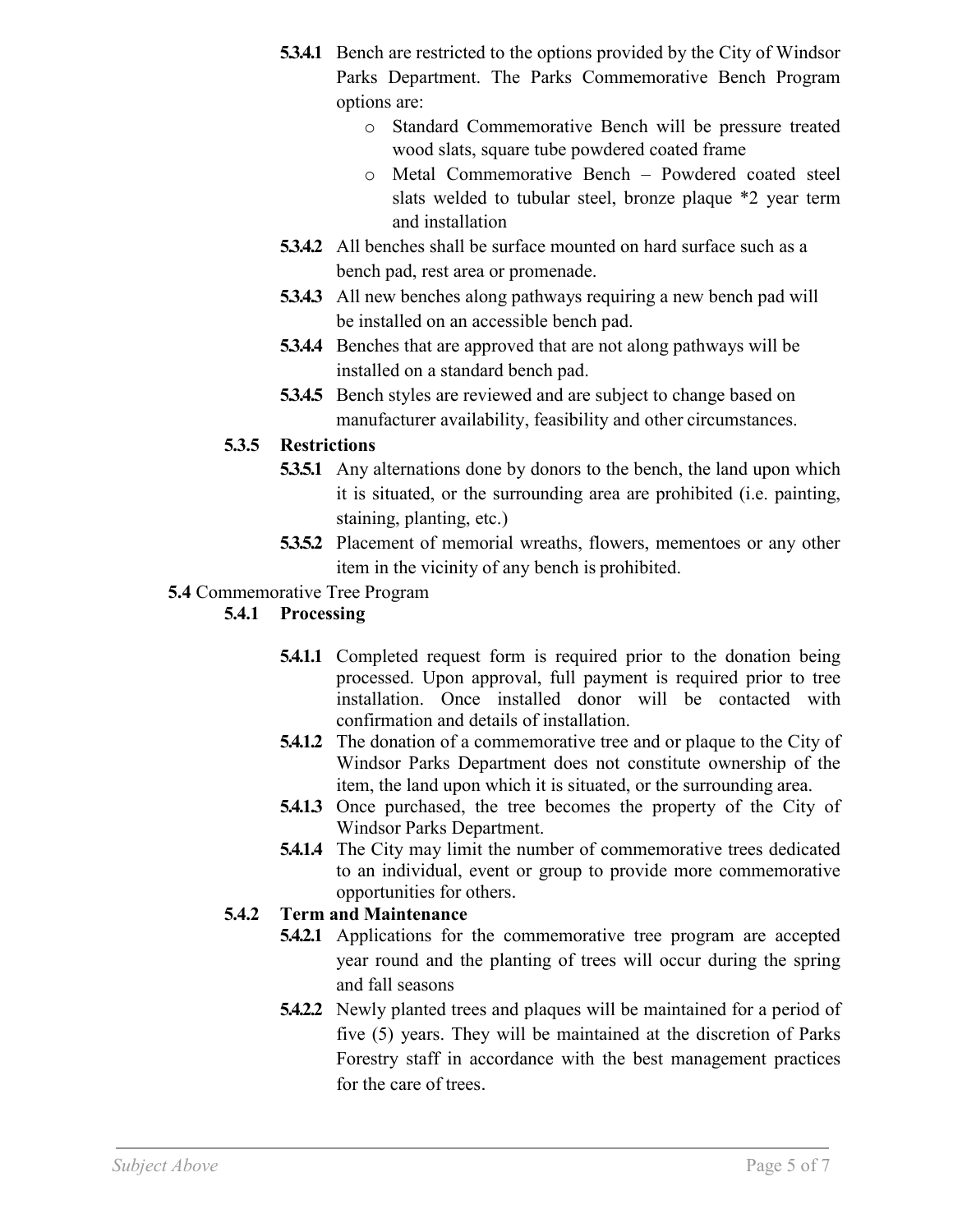**5.3.4.1** Bench are restricted to the options provided by the City of Windsor Parks Department. The Parks Commemorative Bench Program options are:

- Standard Commemorative Bench will be pressure treated wood slats, square tube powdered coated frame
- Metal Commemorative Bench – Powdered coated steel slats welded to tubular steel, bronze plaque *2 year term and installation

**5.3.4.2** All benches shall be surface mounted on hard surface such as a bench pad, rest area or promenade.

**5.3.4.3** All new benches along pathways requiring a new bench pad will be installed on an accessible bench pad.

**5.3.4.4** Benches that are approved that are not along pathways will be installed on a standard bench pad.

**5.3.4.5** Bench styles are reviewed and are subject to change based on manufacturer availability, feasibility and other circumstances.

### 5.3.5 Restrictions

**5.3.5.1** Any alternations done by donors to the bench, the land upon which it is situated, or the surrounding area are prohibited (i.e. painting, staining, planting, etc.)

**5.3.5.2** Placement of memorial wreaths, flowers, mementoes or any other item in the vicinity of any bench is prohibited.

## 5.4 Commemorative Tree Program

### 5.4.1 Processing

**5.4.1.1** Completed request form is required prior to the donation being processed. Upon approval, full payment is required prior to tree installation. Once installed donor will be contacted with confirmation and details of installation.

**5.4.1.2** The donation of a commemorative tree and or plaque to the City of Windsor Parks Department does not constitute ownership of the item, the land upon which it is situated, or the surrounding area.

**5.4.1.3** Once purchased, the tree becomes the property of the City of Windsor Parks Department.

**5.4.1.4** The City may limit the number of commemorative trees dedicated to an individual, event or group to provide more commemorative opportunities for others.

### 5.4.2 Term and Maintenance

**5.4.2.1** Applications for the commemorative tree program are accepted year round and the planting of trees will occur during the spring and fall seasons

**5.4.2.2** Newly planted trees and plaques will be maintained for a period of five (5) years. They will be maintained at the discretion of Parks Forestry staff in accordance with the best management practices for the care of trees.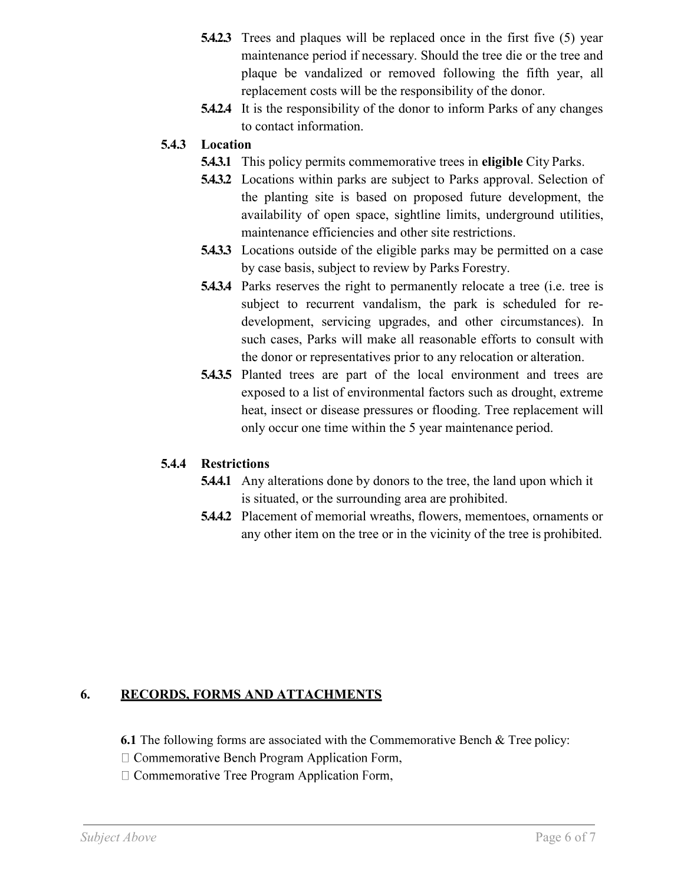**5.4.2.3** Trees and plaques will be replaced once in the first five (5) year maintenance period if necessary. Should the tree die or the tree and plaque be vandalized or removed following the fifth year, all replacement costs will be the responsibility of the donor.

**5.4.2.4** It is the responsibility of the donor to inform Parks of any changes to contact information.

**5.4.3 Location**

**5.4.3.1** This policy permits commemorative trees in **eligible** City Parks.

**5.4.3.2** Locations within parks are subject to Parks approval. Selection of the planting site is based on proposed future development, the availability of open space, sightline limits, underground utilities, maintenance efficiencies and other site restrictions.

**5.4.3.3** Locations outside of the eligible parks may be permitted on a case by case basis, subject to review by Parks Forestry.

**5.4.3.4** Parks reserves the right to permanently relocate a tree (i.e. tree is subject to recurrent vandalism, the park is scheduled for re-development, servicing upgrades, and other circumstances). In such cases, Parks will make all reasonable efforts to consult with the donor or representatives prior to any relocation or alteration.

**5.4.3.5** Planted trees are part of the local environment and trees are exposed to a list of environmental factors such as drought, extreme heat, insect or disease pressures or flooding. Tree replacement will only occur one time within the 5 year maintenance period.

**5.4.4 Restrictions**

**5.4.4.1** Any alterations done by donors to the tree, the land upon which it is situated, or the surrounding area are prohibited.

**5.4.4.2** Placement of memorial wreaths, flowers, mementoes, ornaments or any other item on the tree or in the vicinity of the tree is prohibited.

## 6. RECORDS, FORMS AND ATTACHMENTS

**6.1** The following forms are associated with the Commemorative Bench & Tree policy:

- Commemorative Bench Program Application Form,
- Commemorative Tree Program Application Form,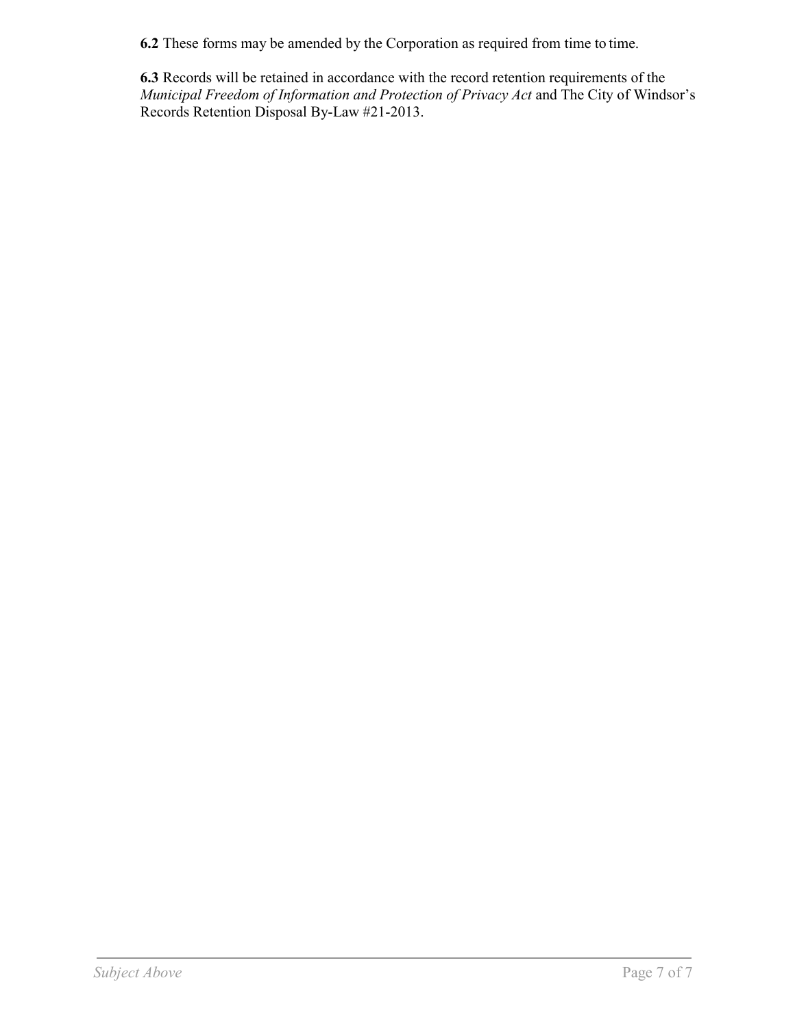**6.2** These forms may be amended by the Corporation as required from time to time.

**6.3** Records will be retained in accordance with the record retention requirements of the *Municipal Freedom of Information and Protection of Privacy Act* and The City of Windsor's Records Retention Disposal By-Law #21-2013.